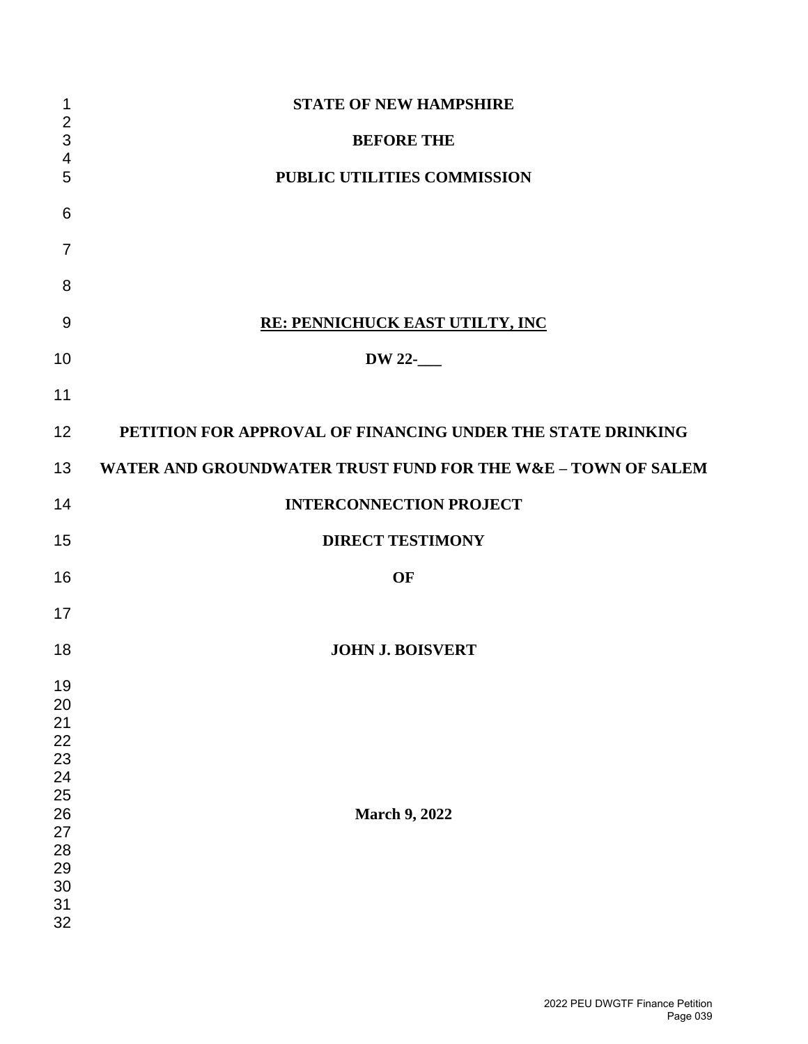**STATE OF NEW HAMPSHIRE**

**BEFORE THE**

**PUBLIC UTILITIES COMMISSION**

**RE: PENNICHUCK EAST UTILTY, INC**

**DW 22-___**

**PETITION FOR APPROVAL OF FINANCING UNDER THE STATE DRINKING WATER AND GROUNDWATER TRUST FUND FOR THE W&E – TOWN OF SALEM INTERCONNECTION PROJECT**

**DIRECT TESTIMONY**

**OF**

**JOHN J. BOISVERT**

**March 9, 2022**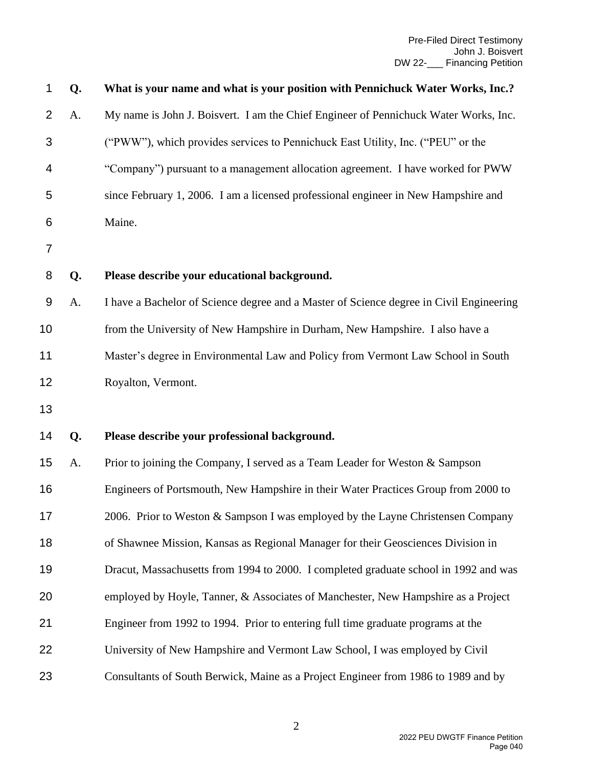**Q. What is your name and what is your position with Pennichuck Water Works, Inc.?**

A. My name is John J. Boisvert. I am the Chief Engineer of Pennichuck Water Works, Inc. ("PWW"), which provides services to Pennichuck East Utility, Inc. ("PEU" or the "Company") pursuant to a management allocation agreement. I have worked for PWW since February 1, 2006. I am a licensed professional engineer in New Hampshire and Maine.

**Q. Please describe your educational background.**

A. I have a Bachelor of Science degree and a Master of Science degree in Civil Engineering from the University of New Hampshire in Durham, New Hampshire. I also have a Master's degree in Environmental Law and Policy from Vermont Law School in South Royalton, Vermont.

**Q. Please describe your professional background.**

A. Prior to joining the Company, I served as a Team Leader for Weston & Sampson Engineers of Portsmouth, New Hampshire in their Water Practices Group from 2000 to 2006. Prior to Weston & Sampson I was employed by the Layne Christensen Company of Shawnee Mission, Kansas as Regional Manager for their Geosciences Division in Dracut, Massachusetts from 1994 to 2000. I completed graduate school in 1992 and was employed by Hoyle, Tanner, & Associates of Manchester, New Hampshire as a Project Engineer from 1992 to 1994. Prior to entering full time graduate programs at the University of New Hampshire and Vermont Law School, I was employed by Civil Consultants of South Berwick, Maine as a Project Engineer from 1986 to 1989 and by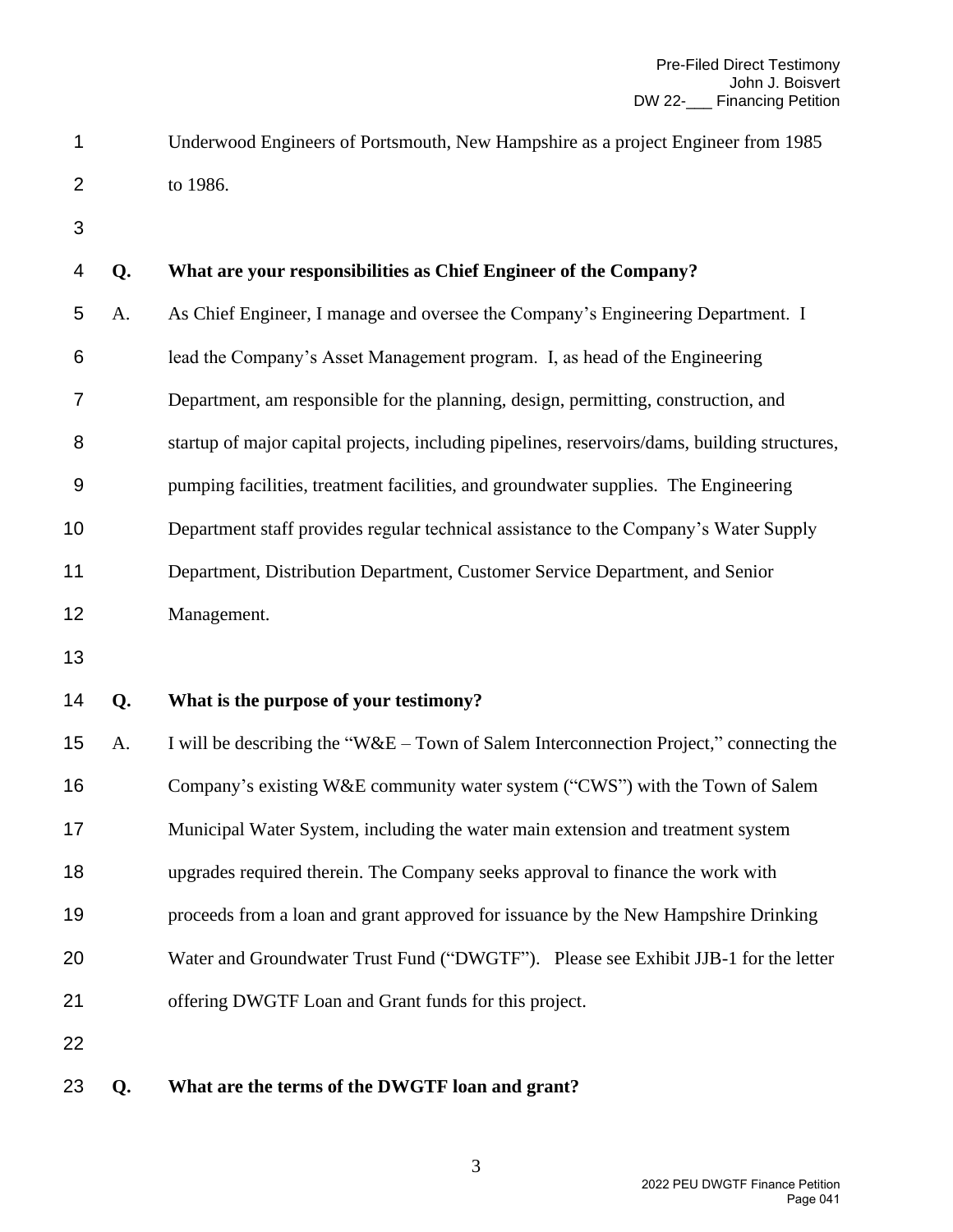Underwood Engineers of Portsmouth, New Hampshire as a project Engineer from 1985 to 1986.

**Q. What are your responsibilities as Chief Engineer of the Company?**

A. As Chief Engineer, I manage and oversee the Company's Engineering Department. I lead the Company's Asset Management program. I, as head of the Engineering Department, am responsible for the planning, design, permitting, construction, and startup of major capital projects, including pipelines, reservoirs/dams, building structures, pumping facilities, treatment facilities, and groundwater supplies. The Engineering Department staff provides regular technical assistance to the Company's Water Supply Department, Distribution Department, Customer Service Department, and Senior Management.

**Q. What is the purpose of your testimony?**

A. I will be describing the "W&E – Town of Salem Interconnection Project," connecting the Company's existing W&E community water system ("CWS") with the Town of Salem Municipal Water System, including the water main extension and treatment system upgrades required therein. The Company seeks approval to finance the work with proceeds from a loan and grant approved for issuance by the New Hampshire Drinking Water and Groundwater Trust Fund ("DWGTF"). Please see Exhibit JJB-1 for the letter offering DWGTF Loan and Grant funds for this project.

**Q. What are the terms of the DWGTF loan and grant?**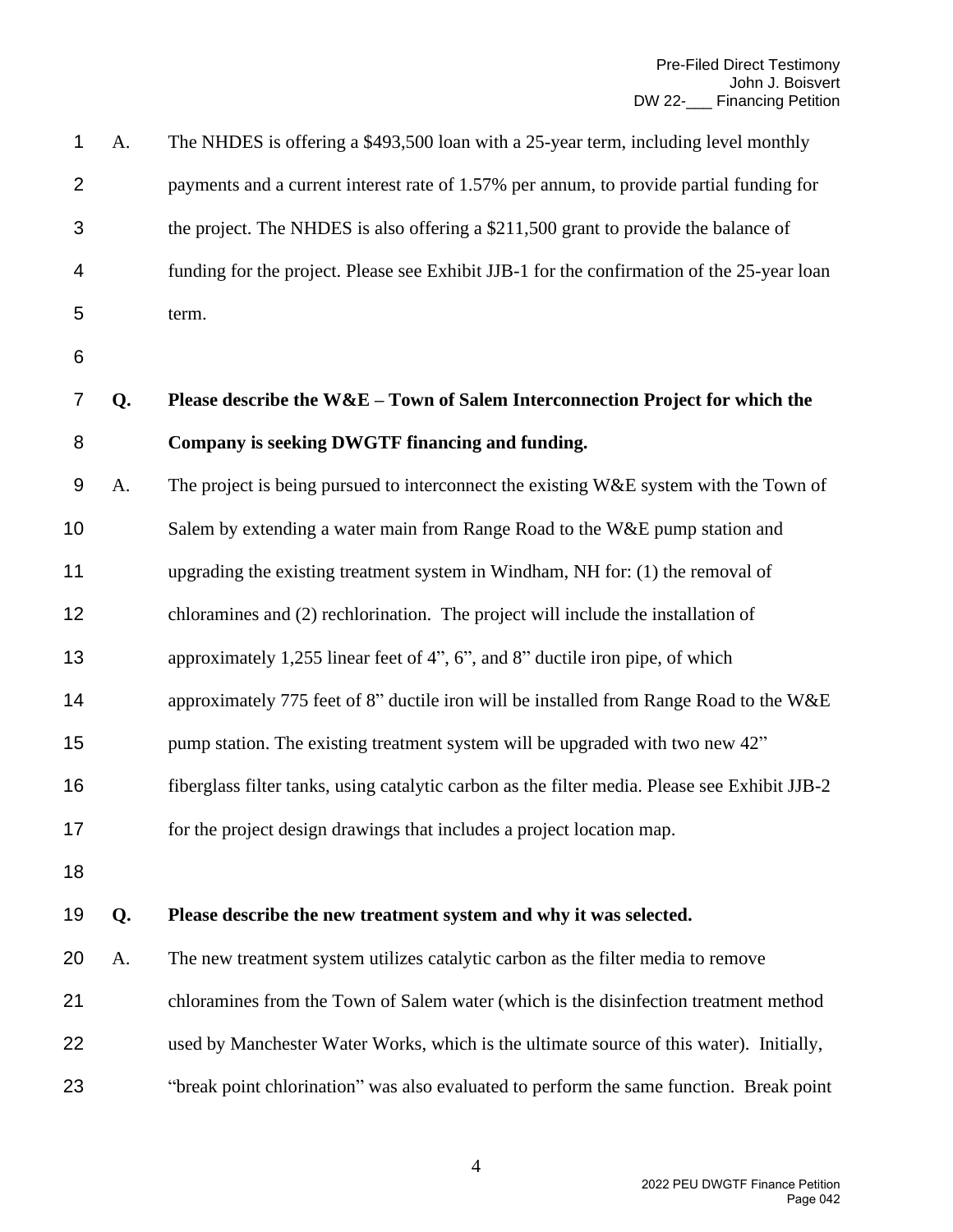A. The NHDES is offering a $493,500 loan with a 25-year term, including level monthly payments and a current interest rate of 1.57% per annum, to provide partial funding for the project. The NHDES is also offering a $211,500 grant to provide the balance of funding for the project. Please see Exhibit JJB-1 for the confirmation of the 25-year loan term.

**Q. Please describe the W&E – Town of Salem Interconnection Project for which the Company is seeking DWGTF financing and funding.**

A. The project is being pursued to interconnect the existing W&E system with the Town of Salem by extending a water main from Range Road to the W&E pump station and upgrading the existing treatment system in Windham, NH for: (1) the removal of chloramines and (2) rechlorination. The project will include the installation of approximately 1,255 linear feet of 4", 6", and 8" ductile iron pipe, of which approximately 775 feet of 8" ductile iron will be installed from Range Road to the W&E pump station. The existing treatment system will be upgraded with two new 42" fiberglass filter tanks, using catalytic carbon as the filter media. Please see Exhibit JJB-2 for the project design drawings that includes a project location map.

**Q. Please describe the new treatment system and why it was selected.**

A. The new treatment system utilizes catalytic carbon as the filter media to remove chloramines from the Town of Salem water (which is the disinfection treatment method used by Manchester Water Works, which is the ultimate source of this water). Initially, "break point chlorination" was also evaluated to perform the same function. Break point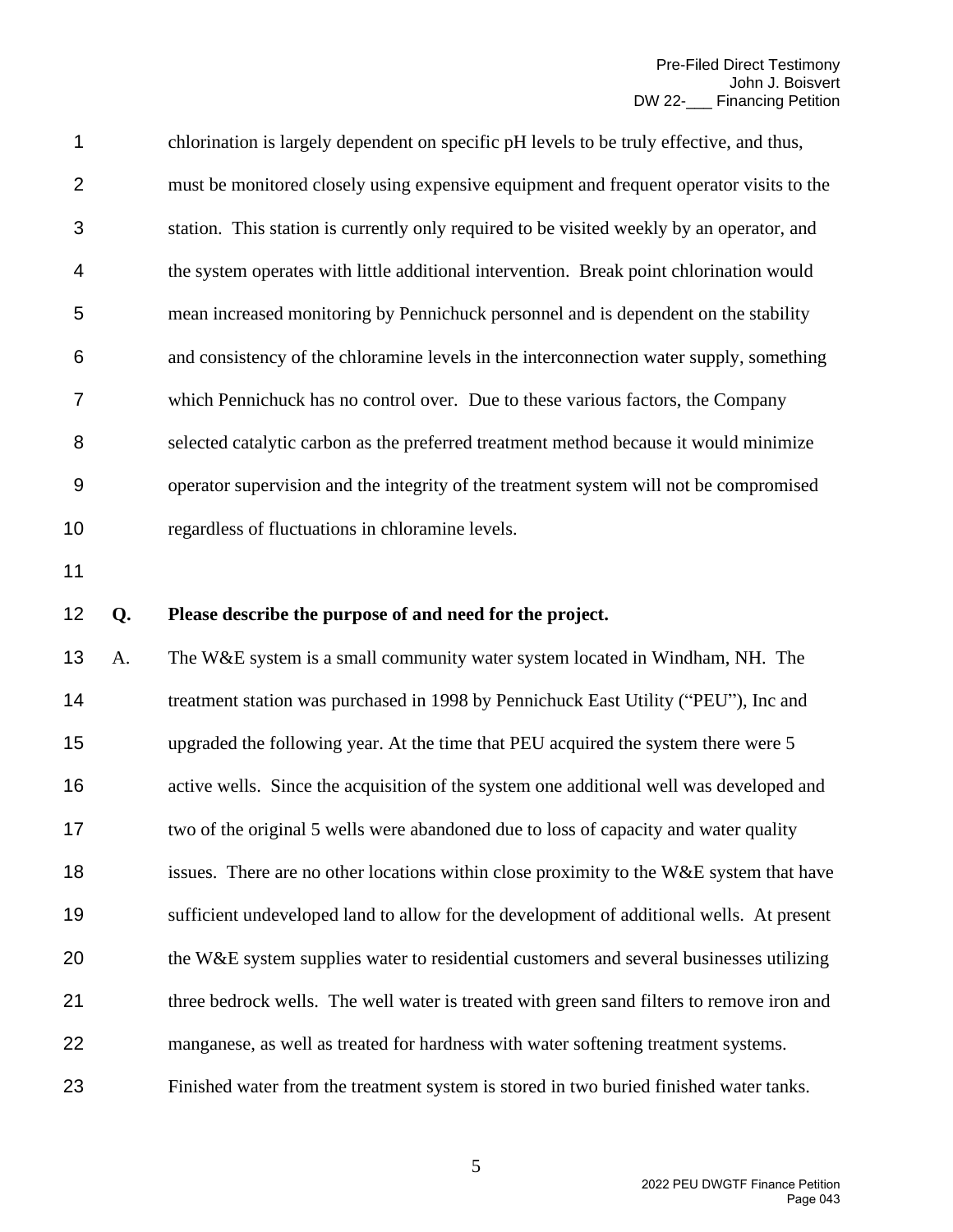chlorination is largely dependent on specific pH levels to be truly effective, and thus, must be monitored closely using expensive equipment and frequent operator visits to the station. This station is currently only required to be visited weekly by an operator, and the system operates with little additional intervention. Break point chlorination would mean increased monitoring by Pennichuck personnel and is dependent on the stability and consistency of the chloramine levels in the interconnection water supply, something which Pennichuck has no control over. Due to these various factors, the Company selected catalytic carbon as the preferred treatment method because it would minimize operator supervision and the integrity of the treatment system will not be compromised regardless of fluctuations in chloramine levels.

**Q. Please describe the purpose of and need for the project.**

A. The W&E system is a small community water system located in Windham, NH. The treatment station was purchased in 1998 by Pennichuck East Utility ("PEU"), Inc and upgraded the following year. At the time that PEU acquired the system there were 5 active wells. Since the acquisition of the system one additional well was developed and two of the original 5 wells were abandoned due to loss of capacity and water quality issues. There are no other locations within close proximity to the W&E system that have sufficient undeveloped land to allow for the development of additional wells. At present the W&E system supplies water to residential customers and several businesses utilizing three bedrock wells. The well water is treated with green sand filters to remove iron and manganese, as well as treated for hardness with water softening treatment systems. Finished water from the treatment system is stored in two buried finished water tanks.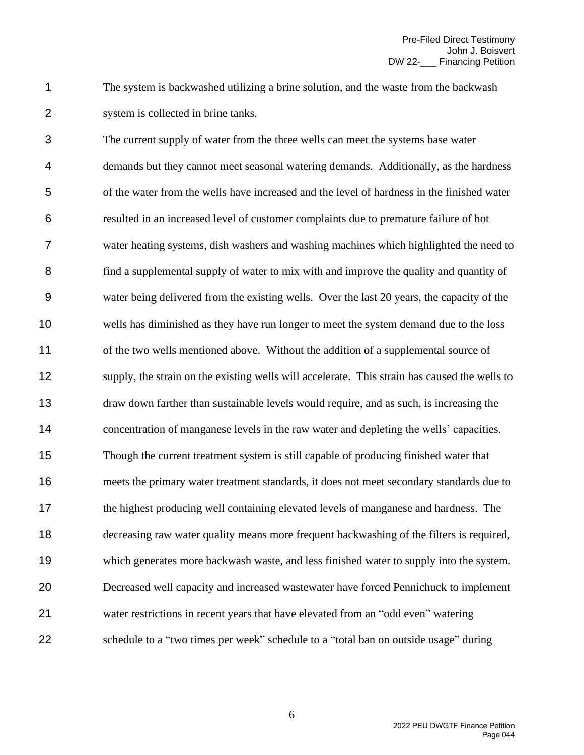The system is backwashed utilizing a brine solution, and the waste from the backwash system is collected in brine tanks.

The current supply of water from the three wells can meet the systems base water demands but they cannot meet seasonal watering demands. Additionally, as the hardness of the water from the wells have increased and the level of hardness in the finished water resulted in an increased level of customer complaints due to premature failure of hot water heating systems, dish washers and washing machines which highlighted the need to find a supplemental supply of water to mix with and improve the quality and quantity of water being delivered from the existing wells. Over the last 20 years, the capacity of the wells has diminished as they have run longer to meet the system demand due to the loss of the two wells mentioned above. Without the addition of a supplemental source of supply, the strain on the existing wells will accelerate. This strain has caused the wells to draw down farther than sustainable levels would require, and as such, is increasing the concentration of manganese levels in the raw water and depleting the wells' capacities. Though the current treatment system is still capable of producing finished water that meets the primary water treatment standards, it does not meet secondary standards due to the highest producing well containing elevated levels of manganese and hardness. The decreasing raw water quality means more frequent backwashing of the filters is required, which generates more backwash waste, and less finished water to supply into the system. Decreased well capacity and increased wastewater have forced Pennichuck to implement water restrictions in recent years that have elevated from an "odd even" watering schedule to a "two times per week" schedule to a "total ban on outside usage" during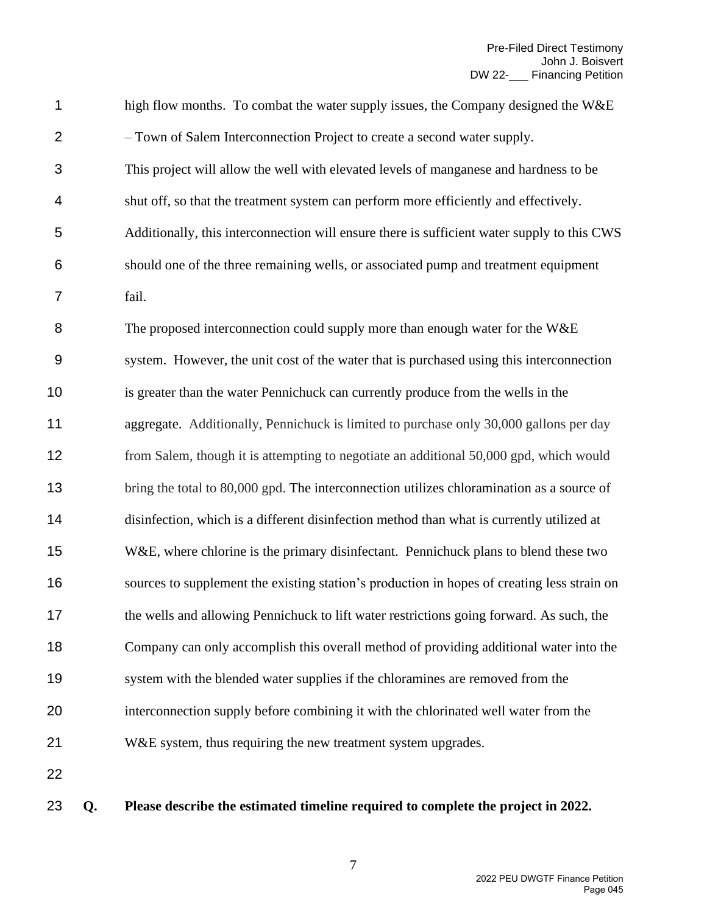high flow months. To combat the water supply issues, the Company designed the W&E – Town of Salem Interconnection Project to create a second water supply.

This project will allow the well with elevated levels of manganese and hardness to be shut off, so that the treatment system can perform more efficiently and effectively. Additionally, this interconnection will ensure there is sufficient water supply to this CWS should one of the three remaining wells, or associated pump and treatment equipment fail.

The proposed interconnection could supply more than enough water for the W&E system. However, the unit cost of the water that is purchased using this interconnection is greater than the water Pennichuck can currently produce from the wells in the aggregate. Additionally, Pennichuck is limited to purchase only 30,000 gallons per day from Salem, though it is attempting to negotiate an additional 50,000 gpd, which would bring the total to 80,000 gpd. The interconnection utilizes chloramination as a source of disinfection, which is a different disinfection method than what is currently utilized at W&E, where chlorine is the primary disinfectant. Pennichuck plans to blend these two sources to supplement the existing station's production in hopes of creating less strain on the wells and allowing Pennichuck to lift water restrictions going forward. As such, the Company can only accomplish this overall method of providing additional water into the system with the blended water supplies if the chloramines are removed from the interconnection supply before combining it with the chlorinated well water from the W&E system, thus requiring the new treatment system upgrades.

**Q. Please describe the estimated timeline required to complete the project in 2022.**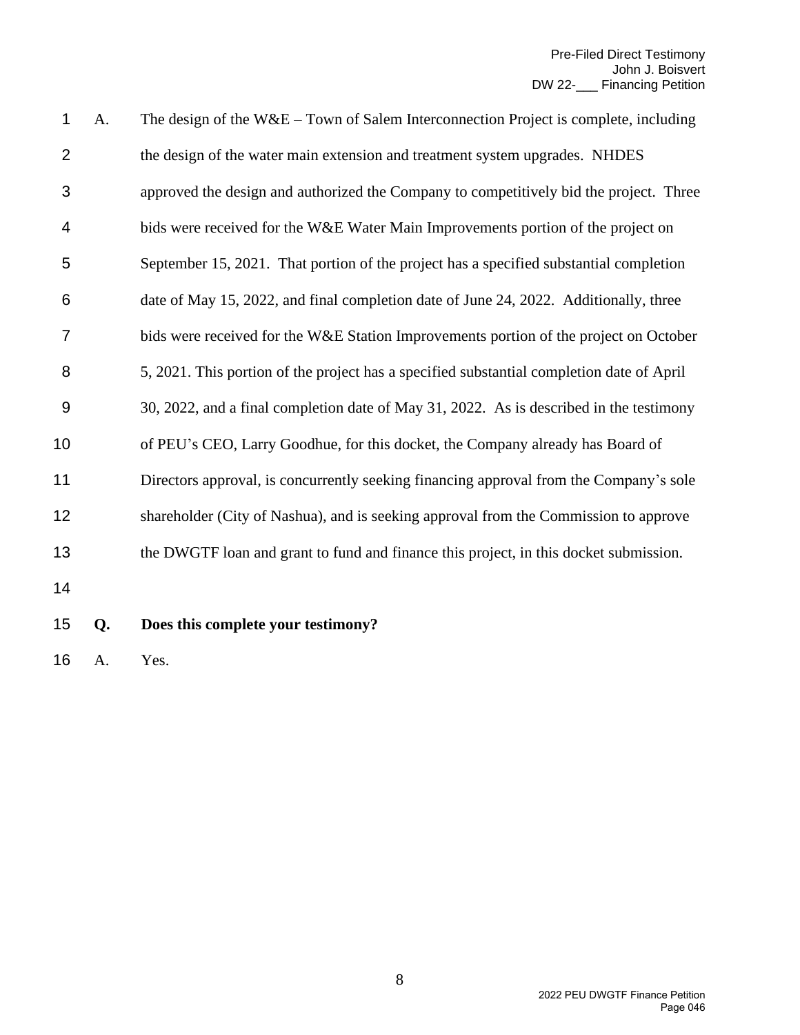A. The design of the W&E – Town of Salem Interconnection Project is complete, including the design of the water main extension and treatment system upgrades. NHDES approved the design and authorized the Company to competitively bid the project. Three bids were received for the W&E Water Main Improvements portion of the project on September 15, 2021. That portion of the project has a specified substantial completion date of May 15, 2022, and final completion date of June 24, 2022. Additionally, three bids were received for the W&E Station Improvements portion of the project on October 5, 2021. This portion of the project has a specified substantial completion date of April 30, 2022, and a final completion date of May 31, 2022. As is described in the testimony of PEU's CEO, Larry Goodhue, for this docket, the Company already has Board of Directors approval, is concurrently seeking financing approval from the Company's sole shareholder (City of Nashua), and is seeking approval from the Commission to approve the DWGTF loan and grant to fund and finance this project, in this docket submission.

**Q. Does this complete your testimony?**

A. Yes.